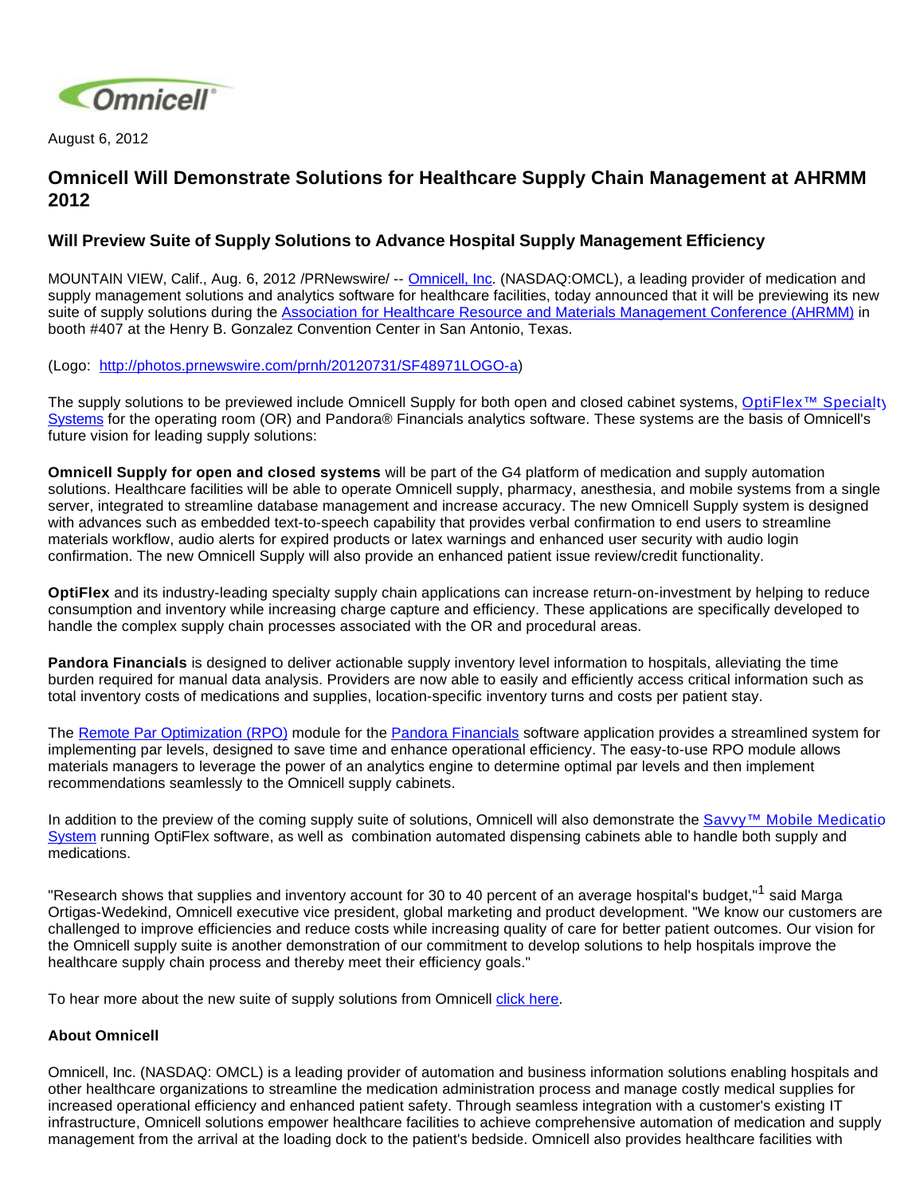August 6, 2012

# Omnicell Will Demonstrate Solutions for Healthcare Supply Chain Management at AHRMM 2012

## Will Preview Suite of Supply Solutions to Advance Hospital Supply Management Efficiency

MOUNTAIN VIEW, Calif., Aug. 6, 2012 /PRNewswire/ -- Omnicell, Inc. (NASDAQ:OMCL), a leading provider of medication and supply management solutions and analytics software for healthcare facilities, today announced that it will be previewing its new suite of supply solutions during the Association for Healthcare Resource and Materials Management Conference (AHRMM) in booth #407 at the Henry B. Gonzalez Convention Center in San Antonio, Texas.

(Logo: http://photos.prnewswire.com/prnh/20120731/SF48971LOGO-a)

The supply solutions to be previewed include Omnicell Supply for both open and closed cabinet systems, OptiFlex™ Specialty Systems for the operating room (OR) and Pandora® Financials analytics software. These systems are the basis of Omnicell's future vision for leading supply solutions:

**Omnicell Supply for open and closed systems** will be part of the G4 platform of medication and supply automation solutions. Healthcare facilities will be able to operate Omnicell supply, pharmacy, anesthesia, and mobile systems from a single server, integrated to streamline database management and increase accuracy. The new Omnicell Supply system is designed with advances such as embedded text-to-speech capability that provides verbal confirmation to end users to streamline materials workflow, audio alerts for expired products or latex warnings and enhanced user security with audio login confirmation. The new Omnicell Supply will also provide an enhanced patient issue review/credit functionality.

**OptiFlex** and its industry-leading specialty supply chain applications can increase return-on-investment by helping to reduce consumption and inventory while increasing charge capture and efficiency. These applications are specifically developed to handle the complex supply chain processes associated with the OR and procedural areas.

**Pandora Financials** is designed to deliver actionable supply inventory level information to hospitals, alleviating the time burden required for manual data analysis. Providers are now able to easily and efficiently access critical information such as total inventory costs of medications and supplies, location-specific inventory turns and costs per patient stay.

The Remote Par Optimization (RPO) module for the Pandora Financials software application provides a streamlined system for implementing par levels, designed to save time and enhance operational efficiency. The easy-to-use RPO module allows materials managers to leverage the power of an analytics engine to determine optimal par levels and then implement recommendations seamlessly to the Omnicell supply cabinets.

In addition to the preview of the coming supply suite of solutions, Omnicell will also demonstrate the Savvy™ Mobile Medication System running OptiFlex software, as well as combination automated dispensing cabinets able to handle both supply and medications.

"Research shows that supplies and inventory account for 30 to 40 percent of an average hospital's budget,"[1] said Marga Ortigas-Wedekind, Omnicell executive vice president, global marketing and product development. "We know our customers are challenged to improve efficiencies and reduce costs while increasing quality of care for better patient outcomes. Our vision for the Omnicell supply suite is another demonstration of our commitment to develop solutions to help hospitals improve the healthcare supply chain process and thereby meet their efficiency goals."

To hear more about the new suite of supply solutions from Omnicell click here.

**About Omnicell**

Omnicell, Inc. (NASDAQ: OMCL) is a leading provider of automation and business information solutions enabling hospitals and other healthcare organizations to streamline the medication administration process and manage costly medical supplies for increased operational efficiency and enhanced patient safety. Through seamless integration with a customer's existing IT infrastructure, Omnicell solutions empower healthcare facilities to achieve comprehensive automation of medication and supply management from the arrival at the loading dock to the patient's bedside. Omnicell also provides healthcare facilities with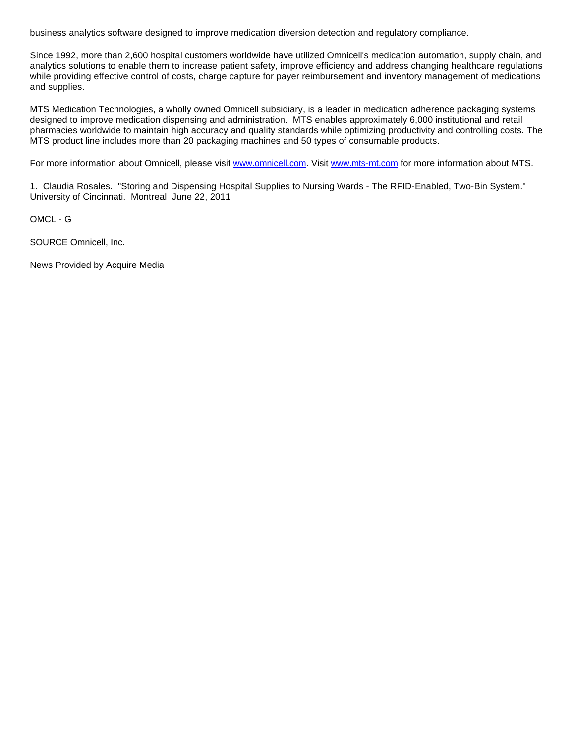business analytics software designed to improve medication diversion detection and regulatory compliance.

Since 1992, more than 2,600 hospital customers worldwide have utilized Omnicell's medication automation, supply chain, and analytics solutions to enable them to increase patient safety, improve efficiency and address changing healthcare regulations while providing effective control of costs, charge capture for payer reimbursement and inventory management of medications and supplies.

MTS Medication Technologies, a wholly owned Omnicell subsidiary, is a leader in medication adherence packaging systems designed to improve medication dispensing and administration. MTS enables approximately 6,000 institutional and retail pharmacies worldwide to maintain high accuracy and quality standards while optimizing productivity and controlling costs. The MTS product line includes more than 20 packaging machines and 50 types of consumable products.

For more information about Omnicell, please visit www.omnicell.com. Visit www.mts-mt.com for more information about MTS.

1. Claudia Rosales. "Storing and Dispensing Hospital Supplies to Nursing Wards - The RFID-Enabled, Two-Bin System." University of Cincinnati. Montreal June 22, 2011

OMCL - G

SOURCE Omnicell, Inc.

News Provided by Acquire Media